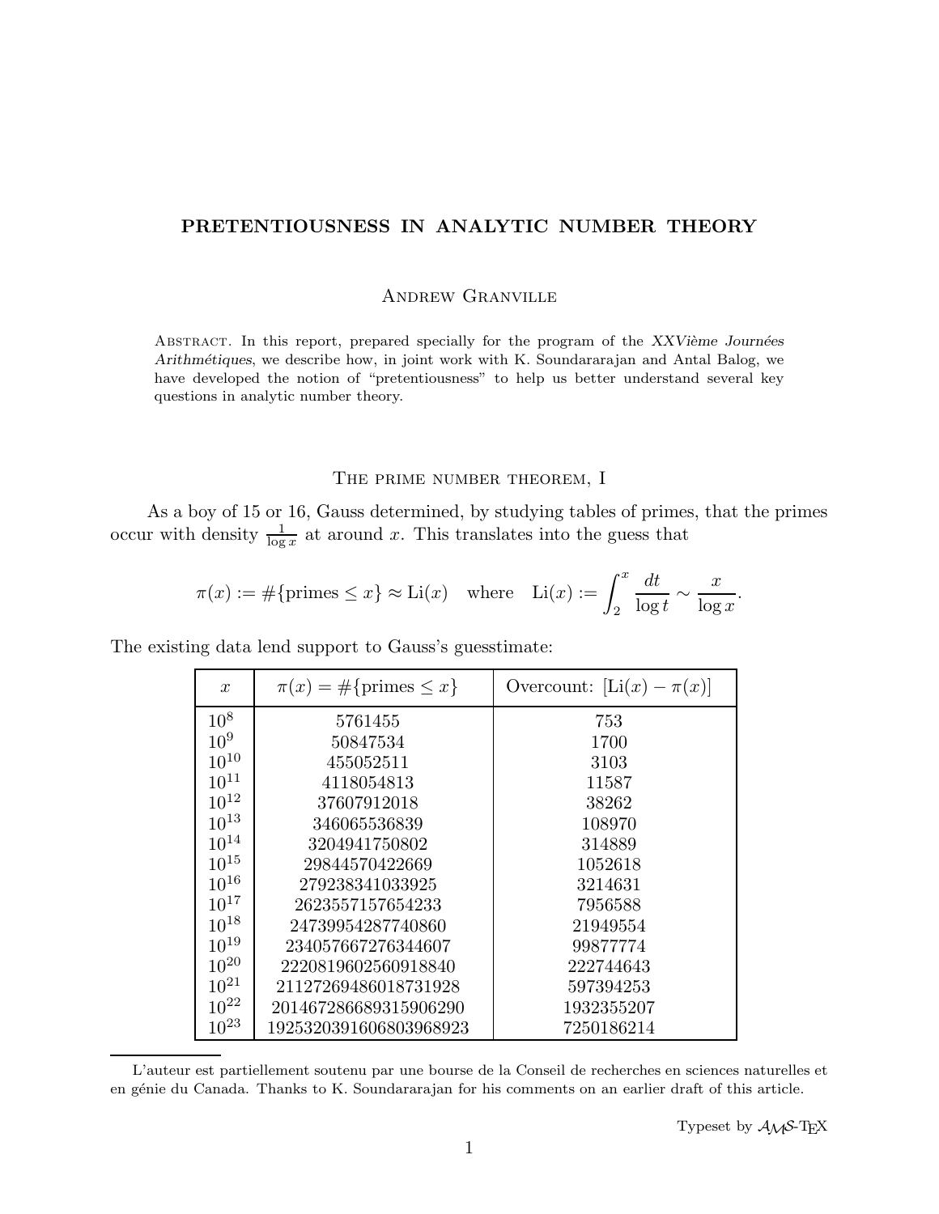# PRETENTIOUSNESS IN ANALYTIC NUMBER THEORY

Andrew Granville

Abstract. In this report, prepared specially for the program of the *XXVième Journées Arithmétiques*, we describe how, in joint work with K. Soundararajan and Antal Balog, we have developed the notion of "pretentiousness" to help us better understand several key questions in analytic number theory.

## The prime number theorem, I

As a boy of 15 or 16, Gauss determined, by studying tables of primes, that the primes occur with density $\frac{1}{\log x}$ at around $x$. This translates into the guess that

$$\pi(x) := \#\{\text{primes} \leq x\} \approx \mathrm{Li}(x) \quad \text{where} \quad \mathrm{Li}(x) := \int_2^x \frac{dt}{\log t} \sim \frac{x}{\log x}.$$

The existing data lend support to Gauss's guesstimate:

| $x$ | $\pi(x) = \#\{\text{primes} \leq x\}$ | Overcount: $[\mathrm{Li}(x) - \pi(x)]$ |
|---|---|---|
| $10^8$ | 5761455 | 753 |
| $10^9$ | 50847534 | 1700 |
| $10^{10}$ | 455052511 | 3103 |
| $10^{11}$ | 4118054813 | 11587 |
| $10^{12}$ | 37607912018 | 38262 |
| $10^{13}$ | 346065536839 | 108970 |
| $10^{14}$ | 3204941750802 | 314889 |
| $10^{15}$ | 29844570422669 | 1052618 |
| $10^{16}$ | 279238341033925 | 3214631 |
| $10^{17}$ | 2623557157654233 | 7956588 |
| $10^{18}$ | 24739954287740860 | 21949554 |
| $10^{19}$ | 234057667276344607 | 99877774 |
| $10^{20}$ | 2220819602560918840 | 222744643 |
| $10^{21}$ | 21127269486018731928 | 597394253 |
| $10^{22}$ | 201467286689315906290 | 1932355207 |
| $10^{23}$ | 1925320391606803968923 | 7250186214 |

---

L'auteur est partiellement soutenu par une bourse de la Conseil de recherches en sciences naturelles et en génie du Canada. Thanks to K. Soundararajan for his comments on an earlier draft of this article.

Typeset by $\mathcal{A}\mathcal{M}\mathcal{S}$-TEX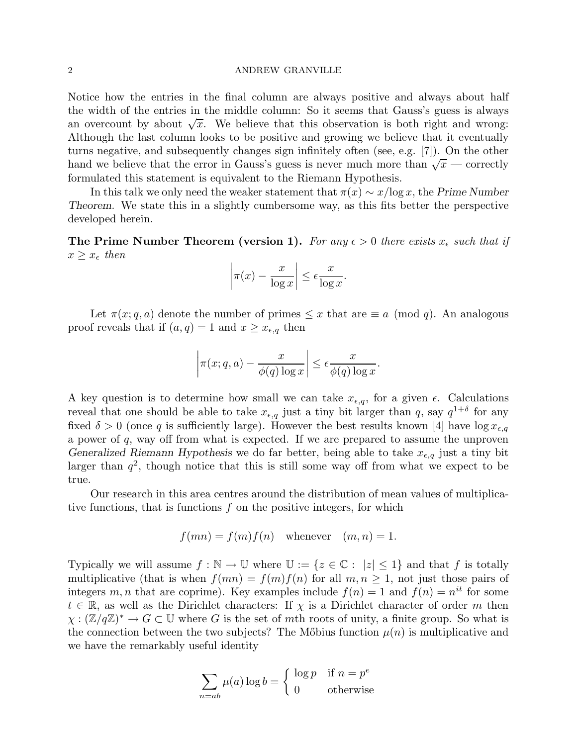Notice how the entries in the final column are always positive and always about half the width of the entries in the middle column: So it seems that Gauss's guess is always an overcount by about $\sqrt{x}$. We believe that this observation is both right and wrong: Although the last column looks to be positive and growing we believe that it eventually turns negative, and subsequently changes sign infinitely often (see, e.g. [7]). On the other hand we believe that the error in Gauss's guess is never much more than $\sqrt{x}$ — correctly formulated this statement is equivalent to the Riemann Hypothesis.

In this talk we only need the weaker statement that $\pi(x) \sim x/\log x$, the *Prime Number Theorem*. We state this in a slightly cumbersome way, as this fits better the perspective developed herein.

**The Prime Number Theorem (version 1).** *For any $\epsilon > 0$ there exists $x_\epsilon$ such that if $x \geq x_\epsilon$ then*

$$\left| \pi(x) - \frac{x}{\log x} \right| \leq \epsilon \frac{x}{\log x}.$$

Let $\pi(x; q, a)$ denote the number of primes $\leq x$ that are $\equiv a \pmod q$. An analogous proof reveals that if $(a, q) = 1$ and $x \geq x_{\epsilon,q}$ then

$$\left| \pi(x; q, a) - \frac{x}{\phi(q) \log x} \right| \leq \epsilon \frac{x}{\phi(q) \log x}.$$

A key question is to determine how small we can take $x_{\epsilon,q}$, for a given $\epsilon$. Calculations reveal that one should be able to take $x_{\epsilon,q}$ just a tiny bit larger than $q$, say $q^{1+\delta}$ for any fixed $\delta > 0$ (once $q$ is sufficiently large). However the best results known [4] have $\log x_{\epsilon,q}$ a power of $q$, way off from what is expected. If we are prepared to assume the unproven *Generalized Riemann Hypothesis* we do far better, being able to take $x_{\epsilon,q}$ just a tiny bit larger than $q^2$, though notice that this is still some way off from what we expect to be true.

Our research in this area centres around the distribution of mean values of multiplicative functions, that is functions $f$ on the positive integers, for which

$$f(mn) = f(m)f(n) \quad \text{whenever} \quad (m, n) = 1.$$

Typically we will assume $f : \mathbb{N} \to \mathbb{U}$ where $\mathbb{U} := \{z \in \mathbb{C} : |z| \leq 1\}$ and that $f$ is totally multiplicative (that is when $f(mn) = f(m)f(n)$ for all $m, n \geq 1$, not just those pairs of integers $m, n$ that are coprime). Key examples include $f(n) = 1$ and $f(n) = n^{it}$ for some $t \in \mathbb{R}$, as well as the Dirichlet characters: If $\chi$ is a Dirichlet character of order $m$ then $\chi : (\mathbb{Z}/q\mathbb{Z})^* \to G \subset \mathbb{U}$ where $G$ is the set of $m$th roots of unity, a finite group. So what is the connection between the two subjects? The Möbius function $\mu(n)$ is multiplicative and we have the remarkably useful identity

$$\sum_{n=ab} \mu(a) \log b = \begin{cases} \log p & \text{if } n = p^e \\ 0 & \text{otherwise} \end{cases}$$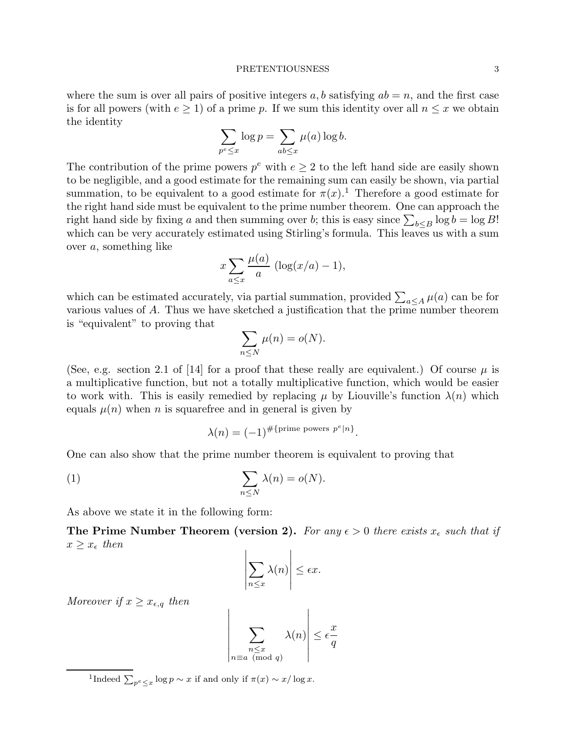where the sum is over all pairs of positive integers $a, b$ satisfying $ab = n$, and the first case is for all powers (with $e \geq 1$) of a prime $p$. If we sum this identity over all $n \leq x$ we obtain the identity

$$\sum_{p^e \leq x} \log p = \sum_{ab \leq x} \mu(a) \log b.$$

The contribution of the prime powers $p^e$ with $e \geq 2$ to the left hand side are easily shown to be negligible, and a good estimate for the remaining sum can easily be shown, via partial summation, to be equivalent to a good estimate for $\pi(x)$.[1] Therefore a good estimate for the right hand side must be equivalent to the prime number theorem. One can approach the right hand side by fixing $a$ and then summing over $b$; this is easy since $\sum_{b \leq B} \log b = \log B!$ which can be very accurately estimated using Stirling's formula. This leaves us with a sum over $a$, something like

$$x \sum_{a \leq x} \frac{\mu(a)}{a} \left(\log(x/a) - 1\right),$$

which can be estimated accurately, via partial summation, provided $\sum_{a \leq A} \mu(a)$ can be for various values of $A$. Thus we have sketched a justification that the prime number theorem is "equivalent" to proving that

$$\sum_{n \leq N} \mu(n) = o(N).$$

(See, e.g. section 2.1 of [14] for a proof that these really are equivalent.) Of course $\mu$ is a multiplicative function, but not a totally multiplicative function, which would be easier to work with. This is easily remedied by replacing $\mu$ by Liouville's function $\lambda(n)$ which equals $\mu(n)$ when $n$ is squarefree and in general is given by

$$\lambda(n) = (-1)^{\#\{\text{prime powers } p^e | n\}}.$$

One can also show that the prime number theorem is equivalent to proving that

$$\sum_{n \leq N} \lambda(n) = o(N). \tag{1}$$

As above we state it in the following form:

**The Prime Number Theorem (version 2).** *For any $\epsilon > 0$ there exists $x_\epsilon$ such that if $x \geq x_\epsilon$ then*

$$\left| \sum_{n \leq x} \lambda(n) \right| \leq \epsilon x.$$

*Moreover if $x \geq x_{\epsilon,q}$ then*

$$\left| \sum_{\substack{n \leq x \\ n \equiv a \pmod q}} \lambda(n) \right| \leq \epsilon \frac{x}{q}$$

[1] Indeed $\sum_{p^e \leq x} \log p \sim x$ if and only if $\pi(x) \sim x / \log x$.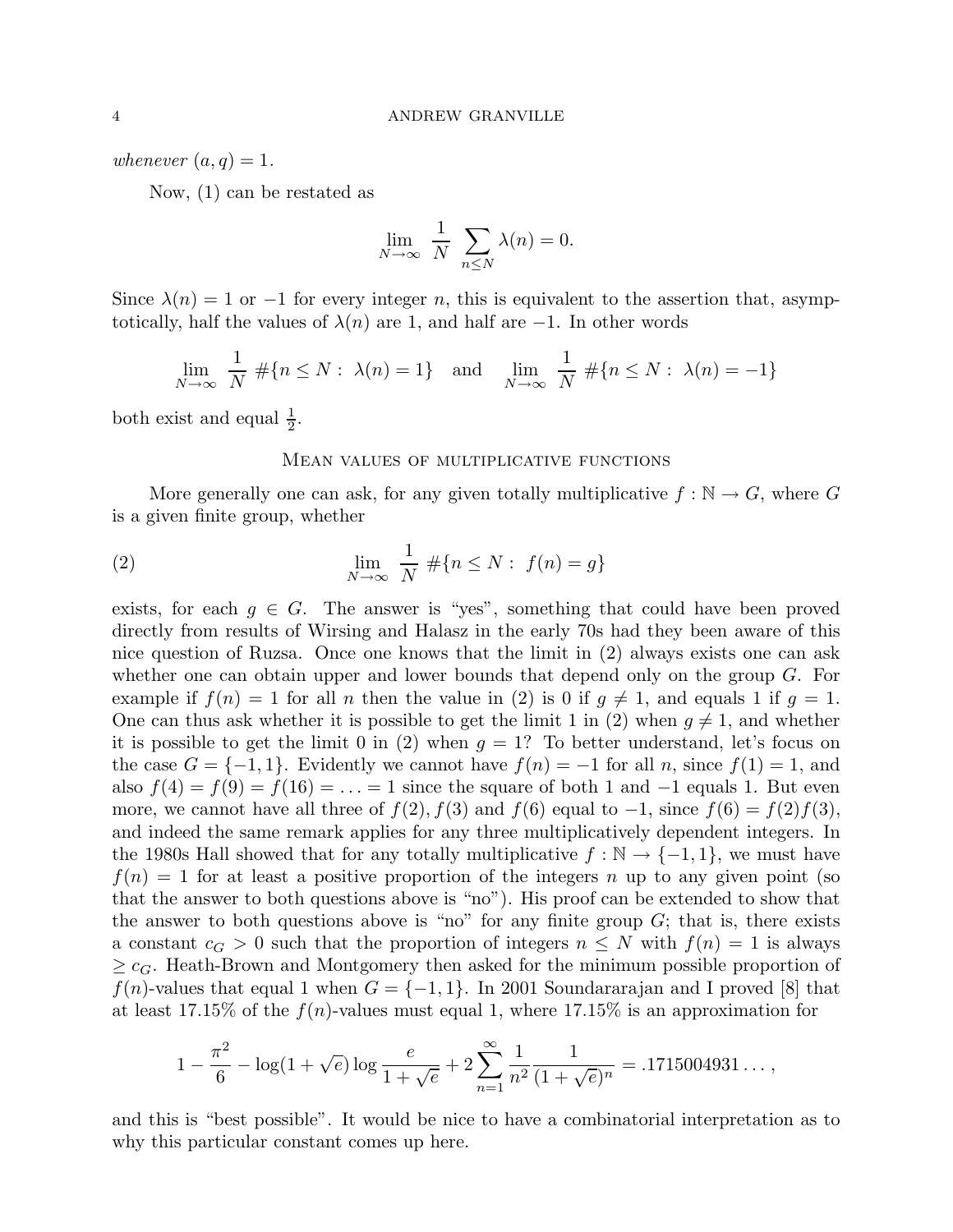*whenever* $(a, q) = 1$.

Now, (1) can be restated as

$$\lim_{N\to\infty} \frac{1}{N} \sum_{n\leq N} \lambda(n) = 0.$$

Since $\lambda(n) = 1$ or $-1$ for every integer $n$, this is equivalent to the assertion that, asymptotically, half the values of $\lambda(n)$ are 1, and half are $-1$. In other words

$$\lim_{N\to\infty} \frac{1}{N} \ \#\{n \leq N : \ \lambda(n) = 1\} \quad \text{and} \quad \lim_{N\to\infty} \frac{1}{N} \ \#\{n \leq N : \ \lambda(n) = -1\}$$

both exist and equal $\frac{1}{2}$.

## Mean values of multiplicative functions

More generally one can ask, for any given totally multiplicative $f : \mathbb{N} \to G$, where $G$ is a given finite group, whether

$$\lim_{N\to\infty} \frac{1}{N} \ \#\{n \leq N : \ f(n) = g\} \tag{2}$$

exists, for each $g \in G$. The answer is "yes", something that could have been proved directly from results of Wirsing and Halasz in the early 70s had they been aware of this nice question of Ruzsa. Once one knows that the limit in (2) always exists one can ask whether one can obtain upper and lower bounds that depend only on the group $G$. For example if $f(n) = 1$ for all $n$ then the value in (2) is 0 if $g \neq 1$, and equals 1 if $g = 1$. One can thus ask whether it is possible to get the limit 1 in (2) when $g \neq 1$, and whether it is possible to get the limit 0 in (2) when $g = 1$? To better understand, let's focus on the case $G = \{-1, 1\}$. Evidently we cannot have $f(n) = -1$ for all $n$, since $f(1) = 1$, and also $f(4) = f(9) = f(16) = \ldots = 1$ since the square of both 1 and $-1$ equals 1. But even more, we cannot have all three of $f(2), f(3)$ and $f(6)$ equal to $-1$, since $f(6) = f(2)f(3)$, and indeed the same remark applies for any three multiplicatively dependent integers. In the 1980s Hall showed that for any totally multiplicative $f : \mathbb{N} \to \{-1, 1\}$, we must have $f(n) = 1$ for at least a positive proportion of the integers $n$ up to any given point (so that the answer to both questions above is "no"). His proof can be extended to show that the answer to both questions above is "no" for any finite group $G$; that is, there exists a constant $c_G > 0$ such that the proportion of integers $n \leq N$ with $f(n) = 1$ is always $\geq c_G$. Heath-Brown and Montgomery then asked for the minimum possible proportion of $f(n)$-values that equal 1 when $G = \{-1, 1\}$. In 2001 Soundararajan and I proved [8] that at least 17.15% of the $f(n)$-values must equal 1, where 17.15% is an approximation for

$$1 - \frac{\pi^2}{6} - \log(1 + \sqrt{e}) \log \frac{e}{1 + \sqrt{e}} + 2 \sum_{n=1}^{\infty} \frac{1}{n^2} \frac{1}{(1 + \sqrt{e})^n} = .1715004931\ldots,$$

and this is "best possible". It would be nice to have a combinatorial interpretation as to why this particular constant comes up here.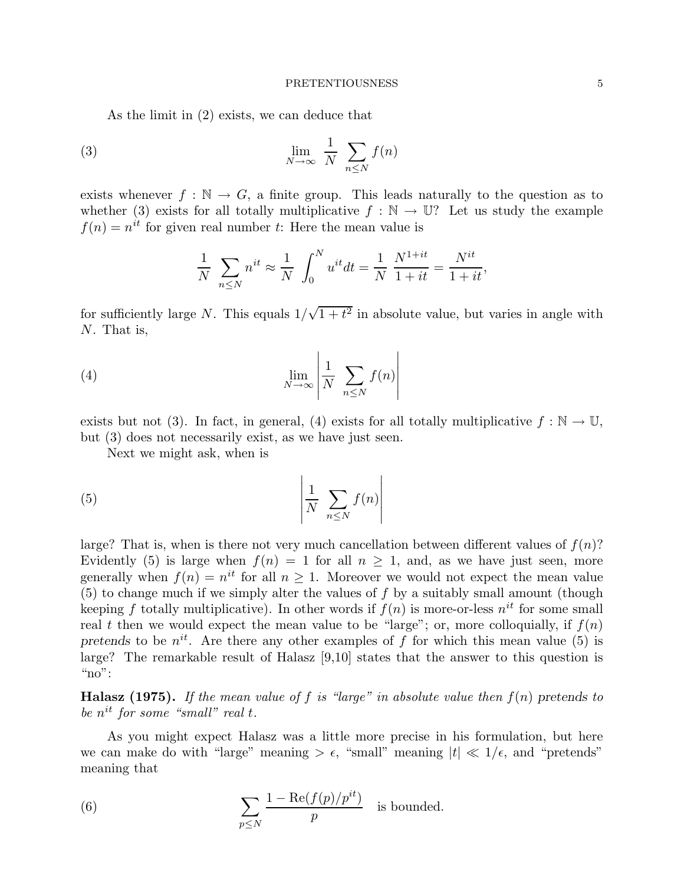As the limit in (2) exists, we can deduce that

$$\lim_{N\to\infty} \frac{1}{N} \sum_{n\leq N} f(n) \tag{3}$$

exists whenever $f : \mathbb{N} \to G$, a finite group. This leads naturally to the question as to whether (3) exists for all totally multiplicative $f : \mathbb{N} \to \mathbb{U}$? Let us study the example $f(n) = n^{it}$ for given real number $t$: Here the mean value is

$$\frac{1}{N} \sum_{n\leq N} n^{it} \approx \frac{1}{N} \int_0^N u^{it} dt = \frac{1}{N} \frac{N^{1+it}}{1+it} = \frac{N^{it}}{1+it},$$

for sufficiently large $N$. This equals $1/\sqrt{1+t^2}$ in absolute value, but varies in angle with $N$. That is,

$$\lim_{N\to\infty} \left| \frac{1}{N} \sum_{n\leq N} f(n) \right| \tag{4}$$

exists but not (3). In fact, in general, (4) exists for all totally multiplicative $f : \mathbb{N} \to \mathbb{U}$, but (3) does not necessarily exist, as we have just seen.

Next we might ask, when is

$$\left| \frac{1}{N} \sum_{n\leq N} f(n) \right| \tag{5}$$

large? That is, when is there not very much cancellation between different values of $f(n)$? Evidently (5) is large when $f(n) = 1$ for all $n \geq 1$, and, as we have just seen, more generally when $f(n) = n^{it}$ for all $n \geq 1$. Moreover we would not expect the mean value (5) to change much if we simply alter the values of $f$ by a suitably small amount (though keeping $f$ totally multiplicative). In other words if $f(n)$ is more-or-less $n^{it}$ for some small real $t$ then we would expect the mean value to be "large"; or, more colloquially, if $f(n)$ *pretends* to be $n^{it}$. Are there any other examples of $f$ for which this mean value (5) is large? The remarkable result of Halasz [9,10] states that the answer to this question is "no":

**Halasz (1975).** *If the mean value of $f$ is "large" in absolute value then $f(n)$ pretends to be $n^{it}$ for some "small" real $t$.*

As you might expect Halasz was a little more precise in his formulation, but here we can make do with "large" meaning $> \epsilon$, "small" meaning $|t| \ll 1/\epsilon$, and "pretends" meaning that

$$\sum_{p\leq N} \frac{1 - \mathrm{Re}(f(p)/p^{it})}{p} \quad \text{is bounded.} \tag{6}$$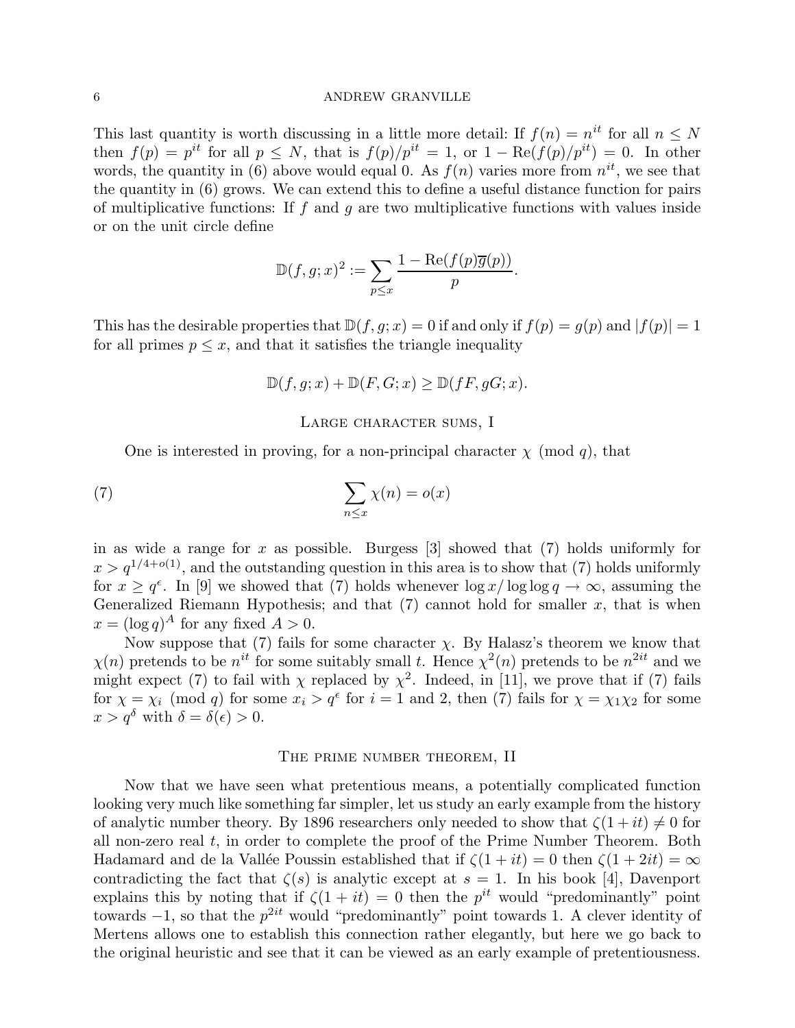This last quantity is worth discussing in a little more detail: If $f(n) = n^{it}$ for all $n \le N$ then $f(p) = p^{it}$ for all $p \le N$, that is $f(p)/p^{it} = 1$, or $1 - \text{Re}(f(p)/p^{it}) = 0$. In other words, the quantity in (6) above would equal 0. As $f(n)$ varies more from $n^{it}$, we see that the quantity in (6) grows. We can extend this to define a useful distance function for pairs of multiplicative functions: If $f$ and $g$ are two multiplicative functions with values inside or on the unit circle define

$$\mathbb{D}(f,g;x)^2 := \sum_{p\le x} \frac{1 - \text{Re}(f(p)\overline{g}(p))}{p}.$$

This has the desirable properties that $\mathbb{D}(f,g;x) = 0$ if and only if $f(p) = g(p)$ and $|f(p)| = 1$ for all primes $p \le x$, and that it satisfies the triangle inequality

$$\mathbb{D}(f,g;x) + \mathbb{D}(F,G;x) \ge \mathbb{D}(fF, gG;x).$$

## Large character sums, I

One is interested in proving, for a non-principal character $\chi \pmod q$, that

$$\sum_{n\le x} \chi(n) = o(x) \tag{7}$$

in as wide a range for $x$ as possible. Burgess [3] showed that (7) holds uniformly for $x > q^{1/4+o(1)}$, and the outstanding question in this area is to show that (7) holds uniformly for $x \ge q^{\epsilon}$. In [9] we showed that (7) holds whenever $\log x/\log\log q \to \infty$, assuming the Generalized Riemann Hypothesis; and that (7) cannot hold for smaller $x$, that is when $x = (\log q)^A$ for any fixed $A > 0$.

Now suppose that (7) fails for some character $\chi$. By Halasz's theorem we know that $\chi(n)$ pretends to be $n^{it}$ for some suitably small $t$. Hence $\chi^2(n)$ pretends to be $n^{2it}$ and we might expect (7) to fail with $\chi$ replaced by $\chi^2$. Indeed, in [11], we prove that if (7) fails for $\chi = \chi_i \pmod q$ for some $x_i > q^{\epsilon}$ for $i = 1$ and 2, then (7) fails for $\chi = \chi_1\chi_2$ for some $x > q^{\delta}$ with $\delta = \delta(\epsilon) > 0$.

## The prime number theorem, II

Now that we have seen what pretentious means, a potentially complicated function looking very much like something far simpler, let us study an early example from the history of analytic number theory. By 1896 researchers only needed to show that $\zeta(1+it) \ne 0$ for all non-zero real $t$, in order to complete the proof of the Prime Number Theorem. Both Hadamard and de la Vallée Poussin established that if $\zeta(1+it) = 0$ then $\zeta(1+2it) = \infty$ contradicting the fact that $\zeta(s)$ is analytic except at $s = 1$. In his book [4], Davenport explains this by noting that if $\zeta(1+it) = 0$ then the $p^{it}$ would "predominantly" point towards $-1$, so that the $p^{2it}$ would "predominantly" point towards 1. A clever identity of Mertens allows one to establish this connection rather elegantly, but here we go back to the original heuristic and see that it can be viewed as an early example of pretentiousness.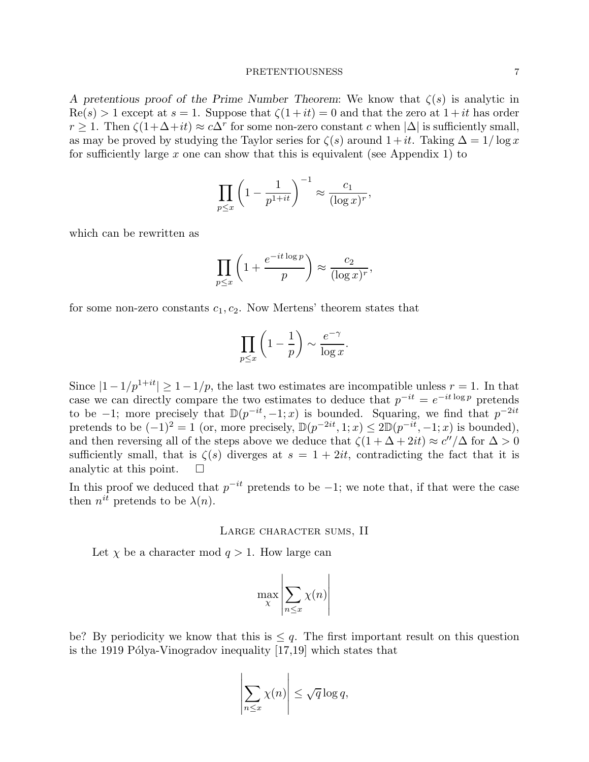*A pretentious proof of the Prime Number Theorem*: We know that $\zeta(s)$ is analytic in $\mathrm{Re}(s) > 1$ except at $s = 1$. Suppose that $\zeta(1+it) = 0$ and that the zero at $1+it$ has order $r \geq 1$. Then $\zeta(1+\Delta+it) \approx c\Delta^r$ for some non-zero constant $c$ when $|\Delta|$ is sufficiently small, as may be proved by studying the Taylor series for $\zeta(s)$ around $1+it$. Taking $\Delta = 1/\log x$ for sufficiently large $x$ one can show that this is equivalent (see Appendix 1) to

$$\prod_{p \leq x} \left(1 - \frac{1}{p^{1+it}}\right)^{-1} \approx \frac{c_1}{(\log x)^r},$$

which can be rewritten as

$$\prod_{p \leq x} \left(1 + \frac{e^{-it\log p}}{p}\right) \approx \frac{c_2}{(\log x)^r},$$

for some non-zero constants $c_1, c_2$. Now Mertens' theorem states that

$$\prod_{p \leq x} \left(1 - \frac{1}{p}\right) \sim \frac{e^{-\gamma}}{\log x}.$$

Since $|1 - 1/p^{1+it}| \geq 1 - 1/p$, the last two estimates are incompatible unless $r = 1$. In that case we can directly compare the two estimates to deduce that $p^{-it} = e^{-it\log p}$ pretends to be $-1$; more precisely that $\mathbb{D}(p^{-it}, -1; x)$ is bounded. Squaring, we find that $p^{-2it}$ pretends to be $(-1)^2 = 1$ (or, more precisely, $\mathbb{D}(p^{-2it}, 1; x) \leq 2\mathbb{D}(p^{-it}, -1; x)$ is bounded), and then reversing all of the steps above we deduce that $\zeta(1+\Delta+2it) \approx c''/\Delta$ for $\Delta > 0$ sufficiently small, that is $\zeta(s)$ diverges at $s = 1 + 2it$, contradicting the fact that it is analytic at this point. $\square$

In this proof we deduced that $p^{-it}$ pretends to be $-1$; we note that, if that were the case then $n^{it}$ pretends to be $\lambda(n)$.

## Large character sums, II

Let $\chi$ be a character mod $q > 1$. How large can

$$\max_{\chi} \left| \sum_{n \leq x} \chi(n) \right|$$

be? By periodicity we know that this is $\leq q$. The first important result on this question is the 1919 Pólya-Vinogradov inequality [17,19] which states that

$$\left| \sum_{n \leq x} \chi(n) \right| \leq \sqrt{q} \log q,$$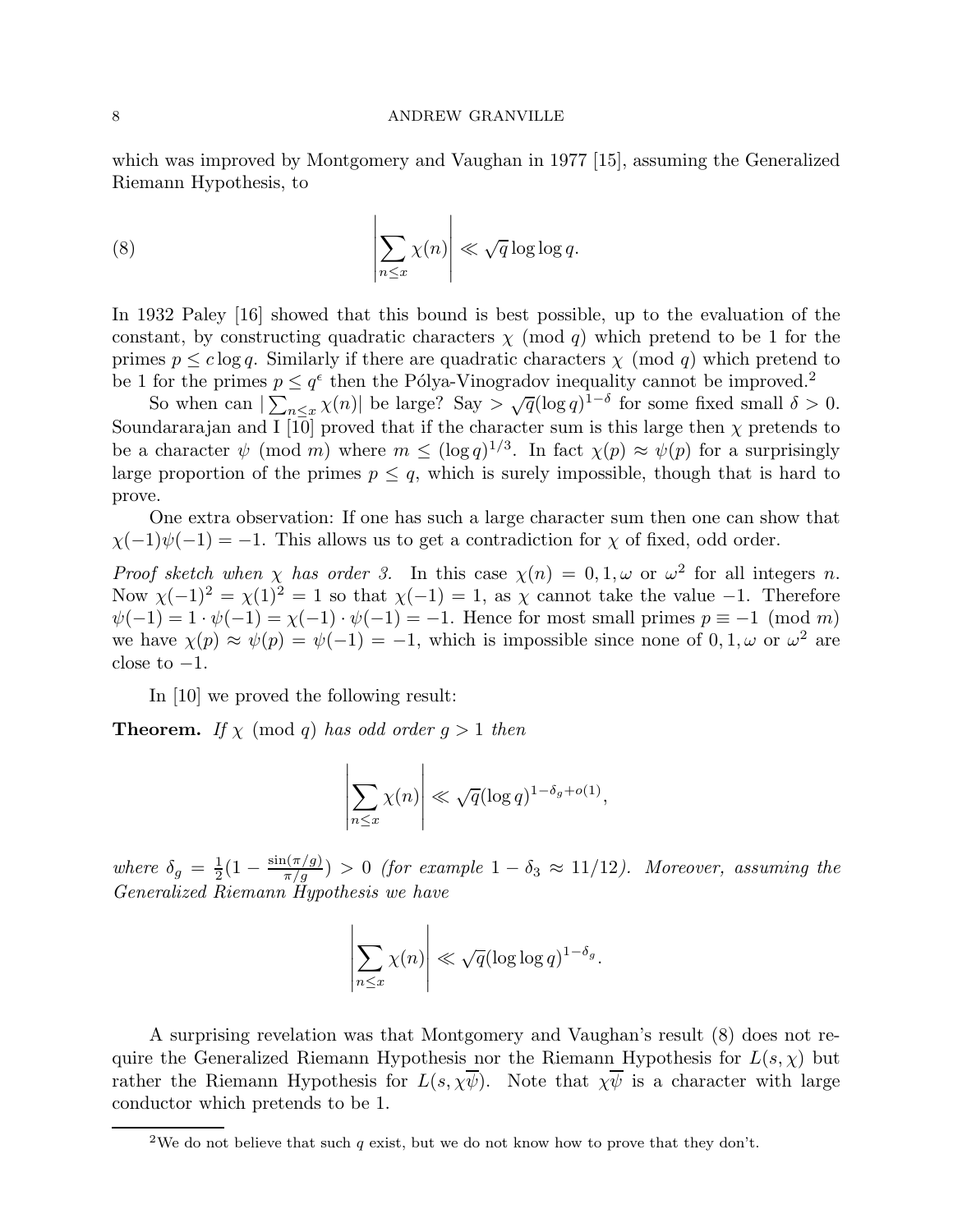which was improved by Montgomery and Vaughan in 1977 [15], assuming the Generalized Riemann Hypothesis, to

$$\left|\sum_{n\le x}\chi(n)\right| \ll \sqrt{q}\log\log q. \tag{8}$$

In 1932 Paley [16] showed that this bound is best possible, up to the evaluation of the constant, by constructing quadratic characters $\chi \pmod q$ which pretend to be 1 for the primes $p \le c\log q$. Similarly if there are quadratic characters $\chi \pmod q$ which pretend to be 1 for the primes $p \le q^{\epsilon}$ then the Pólya-Vinogradov inequality cannot be improved.[2]

So when can $|\sum_{n\le x}\chi(n)|$ be large? Say $> \sqrt{q}(\log q)^{1-\delta}$ for some fixed small $\delta > 0$. Soundararajan and I [10] proved that if the character sum is this large then $\chi$ pretends to be a character $\psi \pmod m$ where $m \le (\log q)^{1/3}$. In fact $\chi(p) \approx \psi(p)$ for a surprisingly large proportion of the primes $p \le q$, which is surely impossible, though that is hard to prove.

One extra observation: If one has such a large character sum then one can show that $\chi(-1)\psi(-1) = -1$. This allows us to get a contradiction for $\chi$ of fixed, odd order.

*Proof sketch when $\chi$ has order 3.* In this case $\chi(n) = 0, 1, \omega$ or $\omega^2$ for all integers $n$. Now $\chi(-1)^2 = \chi(1)^2 = 1$ so that $\chi(-1) = 1$, as $\chi$ cannot take the value $-1$. Therefore $\psi(-1) = 1\cdot\psi(-1) = \chi(-1)\cdot\psi(-1) = -1$. Hence for most small primes $p \equiv -1 \pmod m$ we have $\chi(p) \approx \psi(p) = \psi(-1) = -1$, which is impossible since none of $0, 1, \omega$ or $\omega^2$ are close to $-1$.

In [10] we proved the following result:

**Theorem.** *If $\chi \pmod q$ has odd order $g > 1$ then*

$$\left|\sum_{n\le x}\chi(n)\right| \ll \sqrt{q}(\log q)^{1-\delta_g+o(1)},$$

*where $\delta_g = \frac{1}{2}(1 - \frac{\sin(\pi/g)}{\pi/g}) > 0$ (for example $1 - \delta_3 \approx 11/12$). Moreover, assuming the Generalized Riemann Hypothesis we have*

$$\left|\sum_{n\le x}\chi(n)\right| \ll \sqrt{q}(\log\log q)^{1-\delta_g}.$$

A surprising revelation was that Montgomery and Vaughan's result (8) does not require the Generalized Riemann Hypothesis nor the Riemann Hypothesis for $L(s,\chi)$ but rather the Riemann Hypothesis for $L(s,\chi\overline{\psi})$. Note that $\chi\overline{\psi}$ is a character with large conductor which pretends to be 1.

[2] We do not believe that such $q$ exist, but we do not know how to prove that they don't.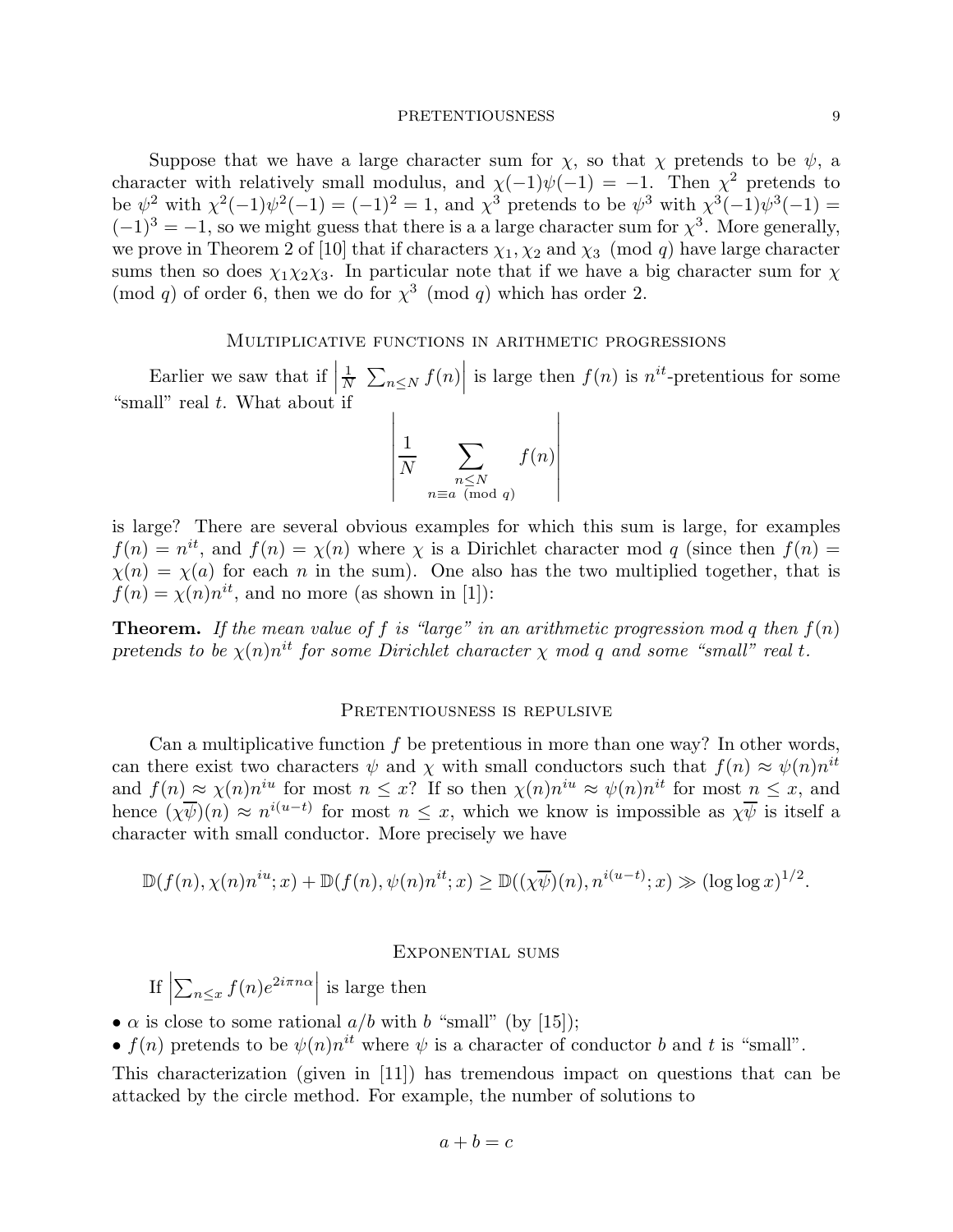Suppose that we have a large character sum for $\chi$, so that $\chi$ pretends to be $\psi$, a character with relatively small modulus, and $\chi(-1)\psi(-1) = -1$. Then $\chi^2$ pretends to be $\psi^2$ with $\chi^2(-1)\psi^2(-1) = (-1)^2 = 1$, and $\chi^3$ pretends to be $\psi^3$ with $\chi^3(-1)\psi^3(-1) = (-1)^3 = -1$, so we might guess that there is a a large character sum for $\chi^3$. More generally, we prove in Theorem 2 of [10] that if characters $\chi_1, \chi_2$ and $\chi_3 \pmod q$ have large character sums then so does $\chi_1\chi_2\chi_3$. In particular note that if we have a big character sum for $\chi \pmod q$ of order 6, then we do for $\chi^3 \pmod q$ which has order 2.

## Multiplicative functions in arithmetic progressions

Earlier we saw that if $\left|\frac{1}{N} \sum_{n\leq N} f(n)\right|$ is large then $f(n)$ is $n^{it}$-pretentious for some "small" real $t$. What about if

$$\left|\frac{1}{N} \sum_{\substack{n\leq N \\ n\equiv a \pmod q}} f(n)\right|$$

is large? There are several obvious examples for which this sum is large, for examples $f(n) = n^{it}$, and $f(n) = \chi(n)$ where $\chi$ is a Dirichlet character mod $q$ (since then $f(n) = \chi(n) = \chi(a)$ for each $n$ in the sum). One also has the two multiplied together, that is $f(n) = \chi(n)n^{it}$, and no more (as shown in [1]):

**Theorem.** *If the mean value of $f$ is "large" in an arithmetic progression mod $q$ then $f(n)$ pretends to be $\chi(n)n^{it}$ for some Dirichlet character $\chi$ mod $q$ and some "small" real $t$.*

## Pretentiousness is repulsive

Can a multiplicative function $f$ be pretentious in more than one way? In other words, can there exist two characters $\psi$ and $\chi$ with small conductors such that $f(n) \approx \psi(n)n^{it}$ and $f(n) \approx \chi(n)n^{iu}$ for most $n \leq x$? If so then $\chi(n)n^{iu} \approx \psi(n)n^{it}$ for most $n \leq x$, and hence $(\chi\overline{\psi})(n) \approx n^{i(u-t)}$ for most $n \leq x$, which we know is impossible as $\chi\overline{\psi}$ is itself a character with small conductor. More precisely we have

$$\mathbb{D}(f(n), \chi(n)n^{iu}; x) + \mathbb{D}(f(n), \psi(n)n^{it}; x) \geq \mathbb{D}((\chi\overline{\psi})(n), n^{i(u-t)}; x) \gg (\log\log x)^{1/2}.$$

## Exponential sums

If $\left|\sum_{n\leq x} f(n)e^{2i\pi n\alpha}\right|$ is large then

- $\alpha$ is close to some rational $a/b$ with $b$ "small" (by [15]);
- $f(n)$ pretends to be $\psi(n)n^{it}$ where $\psi$ is a character of conductor $b$ and $t$ is "small".

This characterization (given in [11]) has tremendous impact on questions that can be attacked by the circle method. For example, the number of solutions to

$$a + b = c$$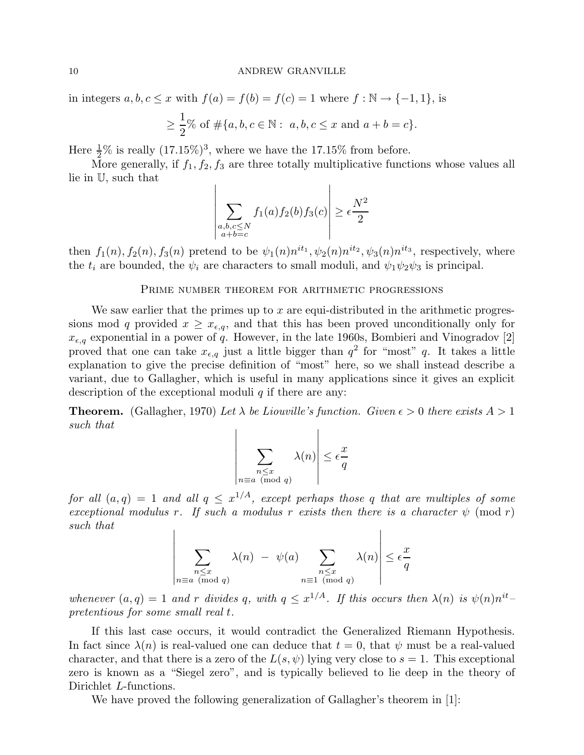in integers $a, b, c \le x$ with $f(a) = f(b) = f(c) = 1$ where $f : \mathbb{N} \to \{-1, 1\}$, is

$$\ge \frac{1}{2}\% \text{ of } \#\{a, b, c \in \mathbb{N} : \; a, b, c \le x \text{ and } a + b = c\}.$$

Here $\frac{1}{2}\%$ is really $(17.15\%)^3$, where we have the 17.15% from before.

More generally, if $f_1, f_2, f_3$ are three totally multiplicative functions whose values all lie in $\mathbb{U}$, such that

$$\left| \sum_{\substack{a,b,c \le N \\ a+b=c}} f_1(a) f_2(b) f_3(c) \right| \ge \epsilon \frac{N^2}{2}$$

then $f_1(n), f_2(n), f_3(n)$ pretend to be $\psi_1(n)n^{it_1}, \psi_2(n)n^{it_2}, \psi_3(n)n^{it_3}$, respectively, where the $t_i$ are bounded, the $\psi_i$ are characters to small moduli, and $\psi_1\psi_2\psi_3$ is principal.

## Prime number theorem for arithmetic progressions

We saw earlier that the primes up to $x$ are equi-distributed in the arithmetic progressions mod $q$ provided $x \ge x_{\epsilon,q}$, and that this has been proved unconditionally only for $x_{\epsilon,q}$ exponential in a power of $q$. However, in the late 1960s, Bombieri and Vinogradov [2] proved that one can take $x_{\epsilon,q}$ just a little bigger than $q^2$ for "most" $q$. It takes a little explanation to give the precise definition of "most" here, so we shall instead describe a variant, due to Gallagher, which is useful in many applications since it gives an explicit description of the exceptional moduli $q$ if there are any:

**Theorem.** (Gallagher, 1970) *Let $\lambda$ be Liouville's function. Given $\epsilon > 0$ there exists $A > 1$ such that*

$$\left| \sum_{\substack{n \le x \\ n \equiv a \pmod q}} \lambda(n) \right| \le \epsilon \frac{x}{q}$$

*for all $(a, q) = 1$ and all $q \le x^{1/A}$, except perhaps those $q$ that are multiples of some exceptional modulus $r$. If such a modulus $r$ exists then there is a character $\psi \pmod r$ such that*

$$\left| \sum_{\substack{n \le x \\ n \equiv a \pmod q}} \lambda(n) \; - \; \psi(a) \sum_{\substack{n \le x \\ n \equiv 1 \pmod q}} \lambda(n) \right| \le \epsilon \frac{x}{q}$$

*whenever $(a, q) = 1$ and $r$ divides $q$, with $q \le x^{1/A}$. If this occurs then $\lambda(n)$ is $\psi(n)n^{it}$–pretentious for some small real $t$.*

If this last case occurs, it would contradict the Generalized Riemann Hypothesis. In fact since $\lambda(n)$ is real-valued one can deduce that $t = 0$, that $\psi$ must be a real-valued character, and that there is a zero of the $L(s, \psi)$ lying very close to $s = 1$. This exceptional zero is known as a "Siegel zero", and is typically believed to lie deep in the theory of Dirichlet $L$-functions.

We have proved the following generalization of Gallagher's theorem in [1]: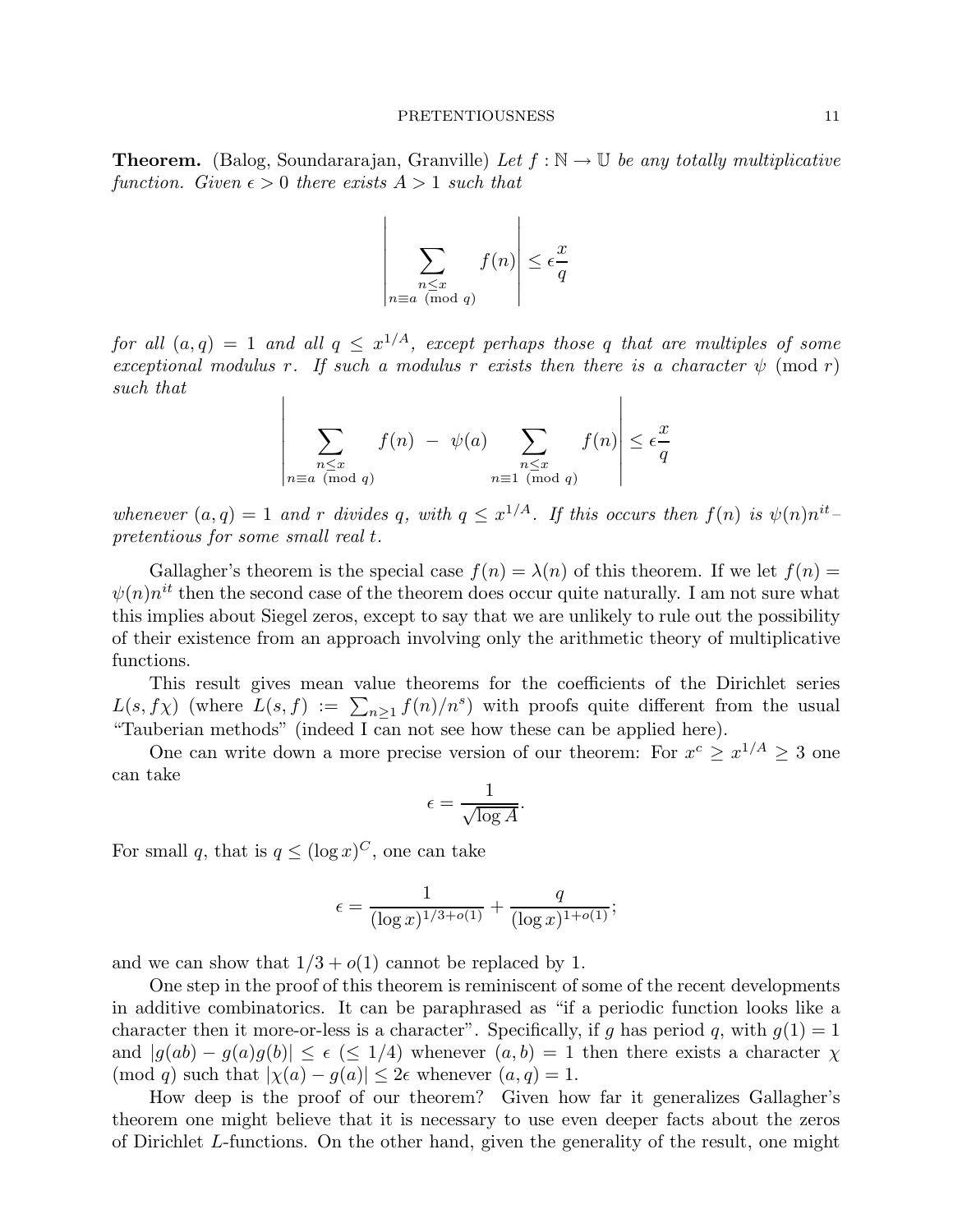**Theorem.** (Balog, Soundararajan, Granville) *Let $f : \mathbb{N} \to \mathbb{U}$ be any totally multiplicative function. Given $\epsilon > 0$ there exists $A > 1$ such that*

$$\left| \sum_{\substack{n \le x \\ n \equiv a \pmod q}} f(n) \right| \le \epsilon \frac{x}{q}$$

*for all $(a, q) = 1$ and all $q \le x^{1/A}$, except perhaps those $q$ that are multiples of some exceptional modulus $r$. If such a modulus $r$ exists then there is a character $\psi \pmod r$ such that*

$$\left| \sum_{\substack{n \le x \\ n \equiv a \pmod q}} f(n) \; - \; \psi(a) \sum_{\substack{n \le x \\ n \equiv 1 \pmod q}} f(n) \right| \le \epsilon \frac{x}{q}$$

*whenever $(a, q) = 1$ and $r$ divides $q$, with $q \le x^{1/A}$. If this occurs then $f(n)$ is $\psi(n)n^{it}$–pretentious for some small real $t$.*

Gallagher's theorem is the special case $f(n) = \lambda(n)$ of this theorem. If we let $f(n) = \psi(n)n^{it}$ then the second case of the theorem does occur quite naturally. I am not sure what this implies about Siegel zeros, except to say that we are unlikely to rule out the possibility of their existence from an approach involving only the arithmetic theory of multiplicative functions.

This result gives mean value theorems for the coefficients of the Dirichlet series $L(s, f\chi)$ (where $L(s, f) := \sum_{n \ge 1} f(n)/n^s$) with proofs quite different from the usual "Tauberian methods" (indeed I can not see how these can be applied here).

One can write down a more precise version of our theorem: For $x^c \ge x^{1/A} \ge 3$ one can take

$$\epsilon = \frac{1}{\sqrt{\log A}}.$$

For small $q$, that is $q \le (\log x)^C$, one can take

$$\epsilon = \frac{1}{(\log x)^{1/3 + o(1)}} + \frac{q}{(\log x)^{1 + o(1)}};$$

and we can show that $1/3 + o(1)$ cannot be replaced by 1.

One step in the proof of this theorem is reminiscent of some of the recent developments in additive combinatorics. It can be paraphrased as "if a periodic function looks like a character then it more-or-less is a character". Specifically, if $g$ has period $q$, with $g(1) = 1$ and $|g(ab) - g(a)g(b)| \le \epsilon$ $(\le 1/4)$ whenever $(a, b) = 1$ then there exists a character $\chi \pmod q$ such that $|\chi(a) - g(a)| \le 2\epsilon$ whenever $(a, q) = 1$.

How deep is the proof of our theorem? Given how far it generalizes Gallagher's theorem one might believe that it is necessary to use even deeper facts about the zeros of Dirichlet $L$-functions. On the other hand, given the generality of the result, one might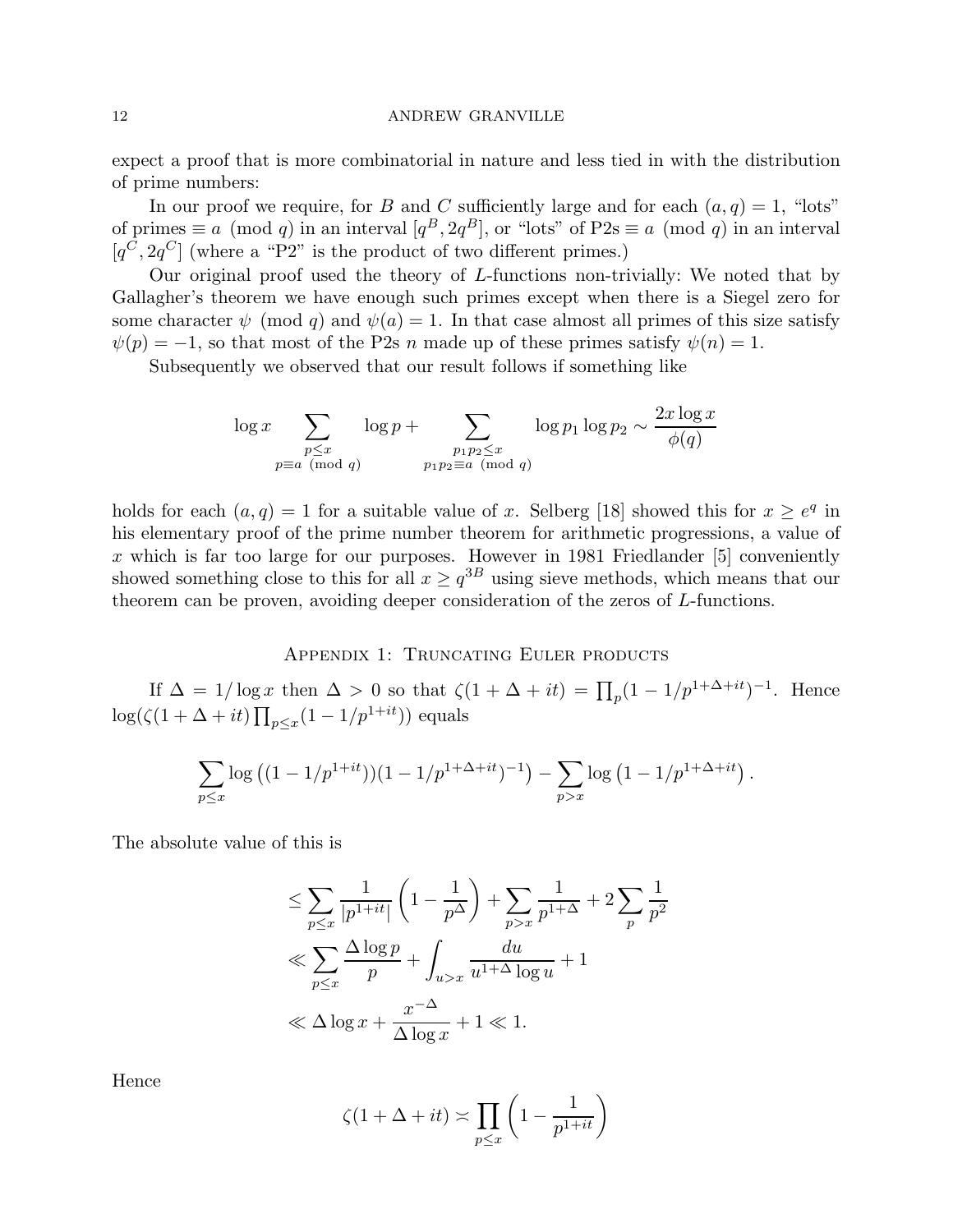expect a proof that is more combinatorial in nature and less tied in with the distribution of prime numbers:

In our proof we require, for $B$ and $C$ sufficiently large and for each $(a, q) = 1$, "lots" of primes $\equiv a \pmod q$ in an interval $[q^B, 2q^B]$, or "lots" of P2s $\equiv a \pmod q$ in an interval $[q^C, 2q^C]$ (where a "P2" is the product of two different primes.)

Our original proof used the theory of $L$-functions non-trivially: We noted that by Gallagher's theorem we have enough such primes except when there is a Siegel zero for some character $\psi \pmod q$ and $\psi(a) = 1$. In that case almost all primes of this size satisfy $\psi(p) = -1$, so that most of the P2s $n$ made up of these primes satisfy $\psi(n) = 1$.

Subsequently we observed that our result follows if something like

$$\log x \sum_{\substack{p \le x \\ p \equiv a \pmod q}} \log p + \sum_{\substack{p_1 p_2 \le x \\ p_1 p_2 \equiv a \pmod q}} \log p_1 \log p_2 \sim \frac{2x \log x}{\phi(q)}$$

holds for each $(a, q) = 1$ for a suitable value of $x$. Selberg [18] showed this for $x \ge e^q$ in his elementary proof of the prime number theorem for arithmetic progressions, a value of $x$ which is far too large for our purposes. However in 1981 Friedlander [5] conveniently showed something close to this for all $x \ge q^{3B}$ using sieve methods, which means that our theorem can be proven, avoiding deeper consideration of the zeros of $L$-functions.

## Appendix 1: Truncating Euler products

If $\Delta = 1/\log x$ then $\Delta > 0$ so that $\zeta(1 + \Delta + it) = \prod_p (1 - 1/p^{1+\Delta+it})^{-1}$. Hence $\log(\zeta(1 + \Delta + it) \prod_{p \le x} (1 - 1/p^{1+it}))$ equals

$$\sum_{p \le x} \log\left((1 - 1/p^{1+it}))(1 - 1/p^{1+\Delta+it})^{-1}\right) - \sum_{p > x} \log\left(1 - 1/p^{1+\Delta+it}\right).$$

The absolute value of this is

$$\begin{aligned}
&\le \sum_{p \le x} \frac{1}{|p^{1+it}|}\left(1 - \frac{1}{p^{\Delta}}\right) + \sum_{p > x} \frac{1}{p^{1+\Delta}} + 2\sum_p \frac{1}{p^2} \\
&\ll \sum_{p \le x} \frac{\Delta \log p}{p} + \int_{u > x} \frac{du}{u^{1+\Delta} \log u} + 1 \\
&\ll \Delta \log x + \frac{x^{-\Delta}}{\Delta \log x} + 1 \ll 1.
\end{aligned}$$

Hence

$$\zeta(1 + \Delta + it) \asymp \prod_{p \le x} \left(1 - \frac{1}{p^{1+it}}\right)$$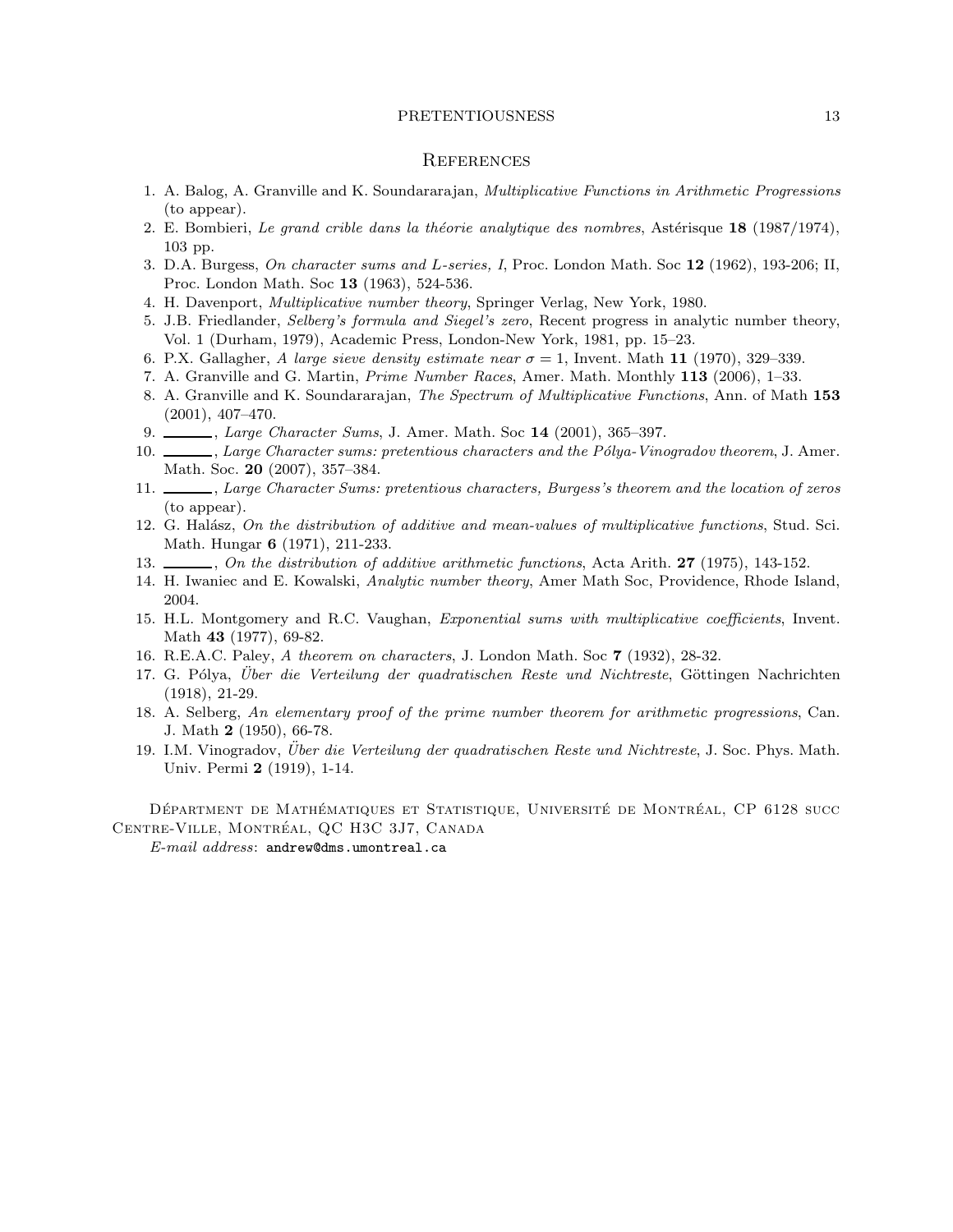## References

1. A. Balog, A. Granville and K. Soundararajan, *Multiplicative Functions in Arithmetic Progressions* (to appear).
2. E. Bombieri, *Le grand crible dans la théorie analytique des nombres*, Astérisque **18** (1987/1974), 103 pp.
3. D.A. Burgess, *On character sums and L-series, I*, Proc. London Math. Soc **12** (1962), 193-206; II, Proc. London Math. Soc **13** (1963), 524-536.
4. H. Davenport, *Multiplicative number theory*, Springer Verlag, New York, 1980.
5. J.B. Friedlander, *Selberg's formula and Siegel's zero*, Recent progress in analytic number theory, Vol. 1 (Durham, 1979), Academic Press, London-New York, 1981, pp. 15–23.
6. P.X. Gallagher, *A large sieve density estimate near $\sigma = 1$*, Invent. Math **11** (1970), 329–339.
7. A. Granville and G. Martin, *Prime Number Races*, Amer. Math. Monthly **113** (2006), 1–33.
8. A. Granville and K. Soundararajan, *The Spectrum of Multiplicative Functions*, Ann. of Math **153** (2001), 407–470.
9. ______, *Large Character Sums*, J. Amer. Math. Soc **14** (2001), 365–397.
10. ______, *Large Character sums: pretentious characters and the Pólya-Vinogradov theorem*, J. Amer. Math. Soc. **20** (2007), 357–384.
11. ______, *Large Character Sums: pretentious characters, Burgess's theorem and the location of zeros* (to appear).
12. G. Halász, *On the distribution of additive and mean-values of multiplicative functions*, Stud. Sci. Math. Hungar **6** (1971), 211-233.
13. ______, *On the distribution of additive arithmetic functions*, Acta Arith. **27** (1975), 143-152.
14. H. Iwaniec and E. Kowalski, *Analytic number theory*, Amer Math Soc, Providence, Rhode Island, 2004.
15. H.L. Montgomery and R.C. Vaughan, *Exponential sums with multiplicative coefficients*, Invent. Math **43** (1977), 69-82.
16. R.E.A.C. Paley, *A theorem on characters*, J. London Math. Soc **7** (1932), 28-32.
17. G. Pólya, *Über die Verteilung der quadratischen Reste und Nichtreste*, Göttingen Nachrichten (1918), 21-29.
18. A. Selberg, *An elementary proof of the prime number theorem for arithmetic progressions*, Can. J. Math **2** (1950), 66-78.
19. I.M. Vinogradov, *Über die Verteilung der quadratischen Reste und Nichtreste*, J. Soc. Phys. Math. Univ. Permi **2** (1919), 1-14.

Département de Mathématiques et Statistique, Université de Montréal, CP 6128 succ Centre-Ville, Montréal, QC H3C 3J7, Canada

*E-mail address*: andrew@dms.umontreal.ca